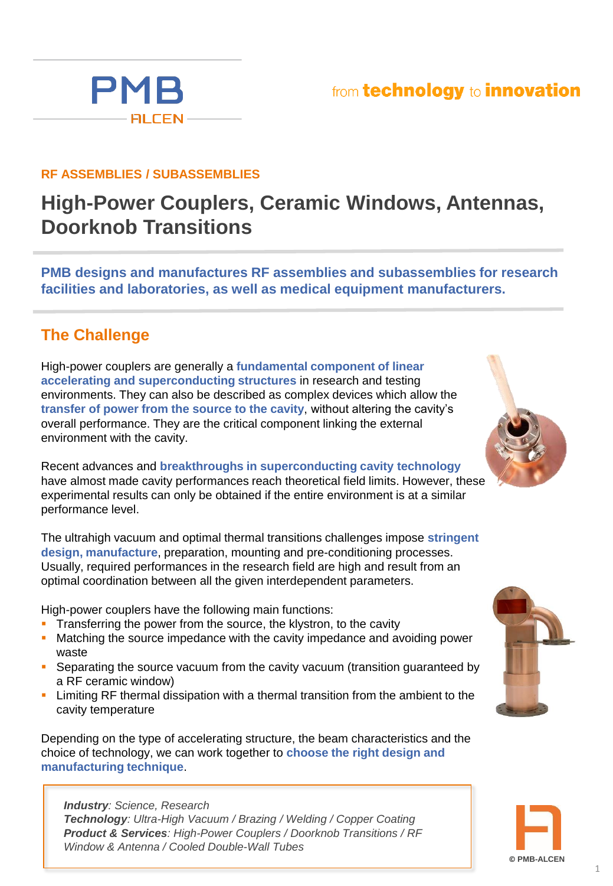PMB

ALCEN

from **technology** to **innovation**

**RF ASSEMBLIES / SUBASSEMBLIES**

# High-Power Couplers, Ceramic Windows, Antennas, Doorknob Transitions

**PMB designs and manufactures RF assemblies and subassemblies for research facilities and laboratories, as well as medical equipment manufacturers.**

## The Challenge

High-power couplers are generally a **fundamental component of linear accelerating and superconducting structures** in research and testing environments. They can also be described as complex devices which allow the **transfer of power from the source to the cavity**, without altering the cavity's overall performance. They are the critical component linking the external environment with the cavity.

Recent advances and **breakthroughs in superconducting cavity technology** have almost made cavity performances reach theoretical field limits. However, these experimental results can only be obtained if the entire environment is at a similar performance level.

The ultrahigh vacuum and optimal thermal transitions challenges impose **stringent design, manufacture**, preparation, mounting and pre-conditioning processes. Usually, required performances in the research field are high and result from an optimal coordination between all the given interdependent parameters.

High-power couplers have the following main functions:

- Transferring the power from the source, the klystron, to the cavity
- Matching the source impedance with the cavity impedance and avoiding power waste
- Separating the source vacuum from the cavity vacuum (transition guaranteed by a RF ceramic window)
- Limiting RF thermal dissipation with a thermal transition from the ambient to the cavity temperature

Depending on the type of accelerating structure, the beam characteristics and the choice of technology, we can work together to **choose the right design and manufacturing technique**.

> ***Industry***: *Science, Research*
> ***Technology***: *Ultra-High Vacuum / Brazing / Welding / Copper Coating*
> ***Product & Services***: *High-Power Couplers / Doorknob Transitions / RF Window & Antenna / Cooled Double-Wall Tubes*

© PMB-ALCEN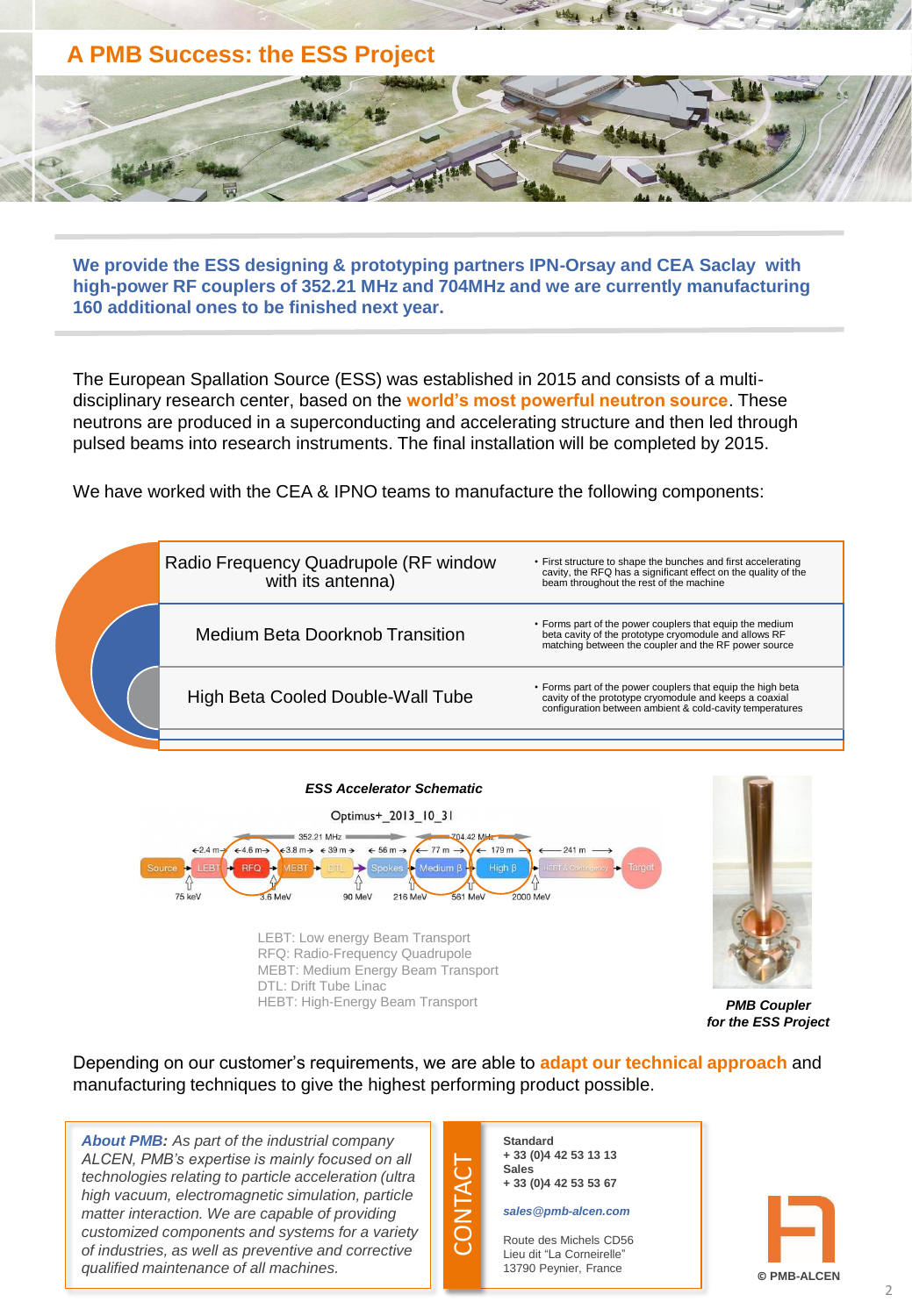# A PMB Success: the ESS Project

**We provide the ESS designing & prototyping partners IPN-Orsay and CEA Saclay with high-power RF couplers of 352.21 MHz and 704MHz and we are currently manufacturing 160 additional ones to be finished next year.**

The European Spallation Source (ESS) was established in 2015 and consists of a multi-disciplinary research center, based on the **world's most powerful neutron source**. These neutrons are produced in a superconducting and accelerating structure and then led through pulsed beams into research instruments. The final installation will be completed by 2015.

We have worked with the CEA & IPNO teams to manufacture the following components:

| | |
|---|---|
| Radio Frequency Quadrupole (RF window with its antenna) | • First structure to shape the bunches and first accelerating cavity, the RFQ has a significant effect on the quality of the beam throughout the rest of the machine |
| Medium Beta Doorknob Transition | • Forms part of the power couplers that equip the medium beta cavity of the prototype cryomodule and allows RF matching between the coupler and the RF power source |
| High Beta Cooled Double-Wall Tube | • Forms part of the power couplers that equip the high beta cavity of the prototype cryomodule and keeps a coaxial configuration between ambient & cold-cavity temperatures |

***ESS Accelerator Schematic***

Optimus+_2013_10_31

352.21 MHz
704.42 MHz
2.4 m
4.6 m
3.8 m
39 m
56 m
77 m
179 m
241 m
Source
LEBT
RFQ
MEBT
DTL
Spokes
Medium β
High β
HEBT & Contingency
Target
75 keV
3.6 MeV
90 MeV
216 MeV
561 MeV
2000 MeV

LEBT: Low energy Beam Transport
RFQ: Radio-Frequency Quadrupole
MEBT: Medium Energy Beam Transport
DTL: Drift Tube Linac
HEBT: High-Energy Beam Transport

***PMB Coupler for the ESS Project***

Depending on our customer's requirements, we are able to **adapt our technical approach** and manufacturing techniques to give the highest performing product possible.

***About PMB:*** *As part of the industrial company ALCEN, PMB's expertise is mainly focused on all technologies relating to particle acceleration (ultra high vacuum, electromagnetic simulation, particle matter interaction. We are capable of providing customized components and systems for a variety of industries, as well as preventive and corrective qualified maintenance of all machines.*

**CONTACT**

**Standard**
**+ 33 (0)4 42 53 13 13**
**Sales**
**+ 33 (0)4 42 53 53 67**

***sales@pmb-alcen.com***

Route des Michels CD56
Lieu dit "La Corneirelle"
13790 Peynier, France

**© PMB-ALCEN**